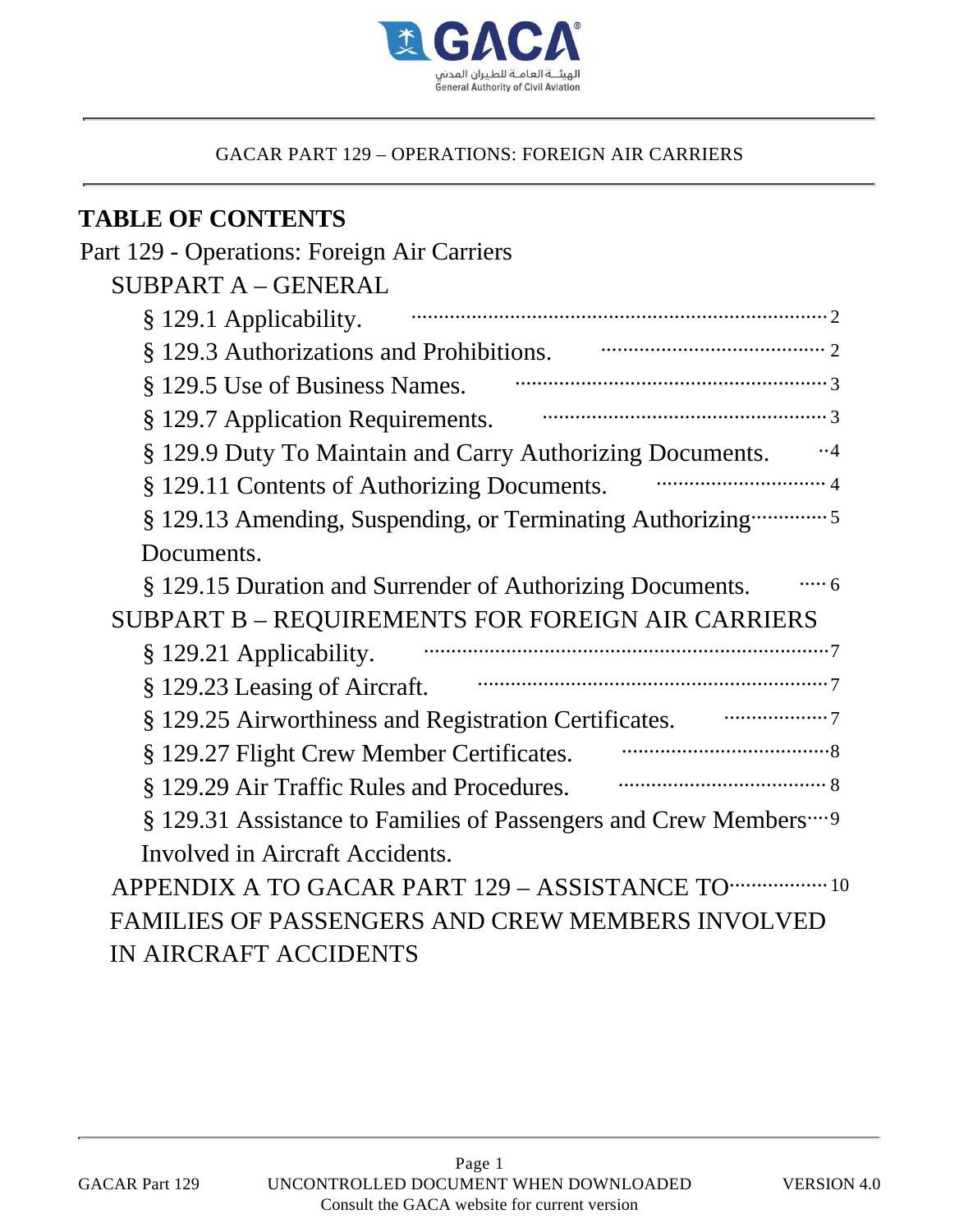GACAR PART 129 – OPERATIONS: FOREIGN AIR CARRIERS

# TABLE OF CONTENTS

Part 129 - Operations: Foreign Air Carriers

- SUBPART A – GENERAL
  - § 129.1 Applicability. .......... 2
  - § 129.3 Authorizations and Prohibitions. .......... 2
  - § 129.5 Use of Business Names. .......... 3
  - § 129.7 Application Requirements. .......... 3
  - § 129.9 Duty To Maintain and Carry Authorizing Documents. .......... 4
  - § 129.11 Contents of Authorizing Documents. .......... 4
  - § 129.13 Amending, Suspending, or Terminating Authorizing Documents. .......... 5
  - § 129.15 Duration and Surrender of Authorizing Documents. .......... 6
- SUBPART B – REQUIREMENTS FOR FOREIGN AIR CARRIERS
  - § 129.21 Applicability. .......... 7
  - § 129.23 Leasing of Aircraft. .......... 7
  - § 129.25 Airworthiness and Registration Certificates. .......... 7
  - § 129.27 Flight Crew Member Certificates. .......... 8
  - § 129.29 Air Traffic Rules and Procedures. .......... 8
  - § 129.31 Assistance to Families of Passengers and Crew Members Involved in Aircraft Accidents. .......... 9
- APPENDIX A TO GACAR PART 129 – ASSISTANCE TO FAMILIES OF PASSENGERS AND CREW MEMBERS INVOLVED IN AIRCRAFT ACCIDENTS .......... 10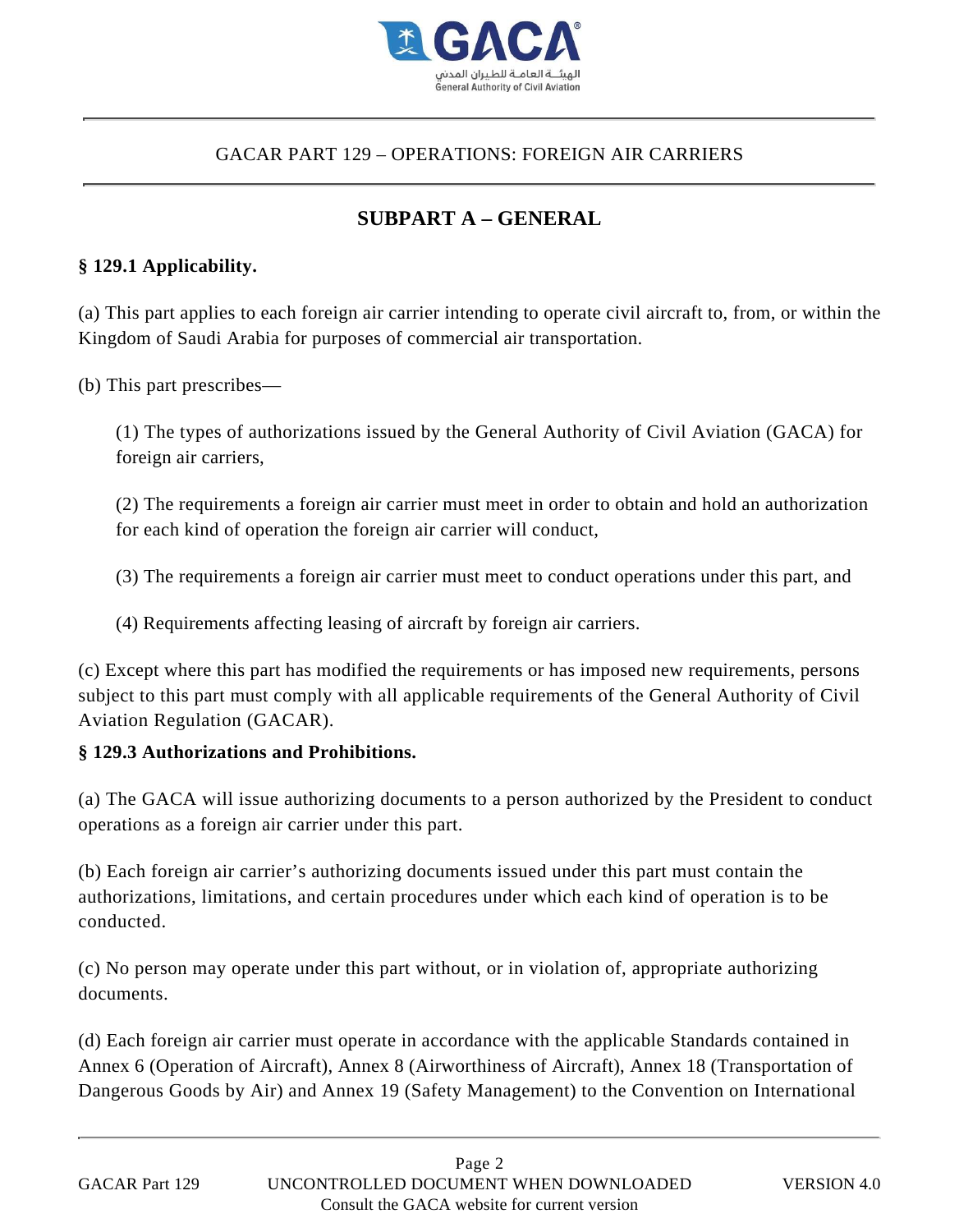GACAR PART 129 – OPERATIONS: FOREIGN AIR CARRIERS

## SUBPART A – GENERAL

### § 129.1 Applicability.

(a) This part applies to each foreign air carrier intending to operate civil aircraft to, from, or within the Kingdom of Saudi Arabia for purposes of commercial air transportation.

(b) This part prescribes—

(1) The types of authorizations issued by the General Authority of Civil Aviation (GACA) for foreign air carriers,

(2) The requirements a foreign air carrier must meet in order to obtain and hold an authorization for each kind of operation the foreign air carrier will conduct,

(3) The requirements a foreign air carrier must meet to conduct operations under this part, and

(4) Requirements affecting leasing of aircraft by foreign air carriers.

(c) Except where this part has modified the requirements or has imposed new requirements, persons subject to this part must comply with all applicable requirements of the General Authority of Civil Aviation Regulation (GACAR).

### § 129.3 Authorizations and Prohibitions.

(a) The GACA will issue authorizing documents to a person authorized by the President to conduct operations as a foreign air carrier under this part.

(b) Each foreign air carrier's authorizing documents issued under this part must contain the authorizations, limitations, and certain procedures under which each kind of operation is to be conducted.

(c) No person may operate under this part without, or in violation of, appropriate authorizing documents.

(d) Each foreign air carrier must operate in accordance with the applicable Standards contained in Annex 6 (Operation of Aircraft), Annex 8 (Airworthiness of Aircraft), Annex 18 (Transportation of Dangerous Goods by Air) and Annex 19 (Safety Management) to the Convention on International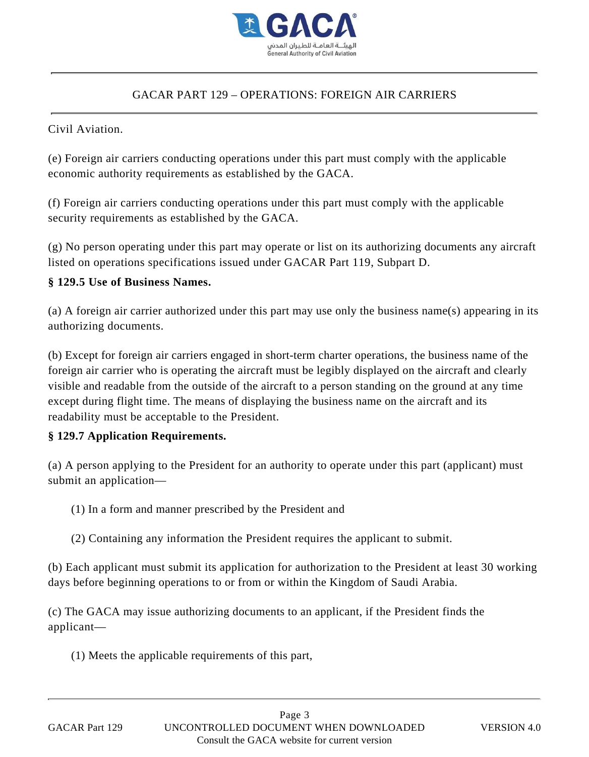Civil Aviation.

(e) Foreign air carriers conducting operations under this part must comply with the applicable economic authority requirements as established by the GACA.

(f) Foreign air carriers conducting operations under this part must comply with the applicable security requirements as established by the GACA.

(g) No person operating under this part may operate or list on its authorizing documents any aircraft listed on operations specifications issued under GACAR Part 119, Subpart D.

**§ 129.5 Use of Business Names.**

(a) A foreign air carrier authorized under this part may use only the business name(s) appearing in its authorizing documents.

(b) Except for foreign air carriers engaged in short-term charter operations, the business name of the foreign air carrier who is operating the aircraft must be legibly displayed on the aircraft and clearly visible and readable from the outside of the aircraft to a person standing on the ground at any time except during flight time. The means of displaying the business name on the aircraft and its readability must be acceptable to the President.

**§ 129.7 Application Requirements.**

(a) A person applying to the President for an authority to operate under this part (applicant) must submit an application—

(1) In a form and manner prescribed by the President and

(2) Containing any information the President requires the applicant to submit.

(b) Each applicant must submit its application for authorization to the President at least 30 working days before beginning operations to or from or within the Kingdom of Saudi Arabia.

(c) The GACA may issue authorizing documents to an applicant, if the President finds the applicant—

(1) Meets the applicable requirements of this part,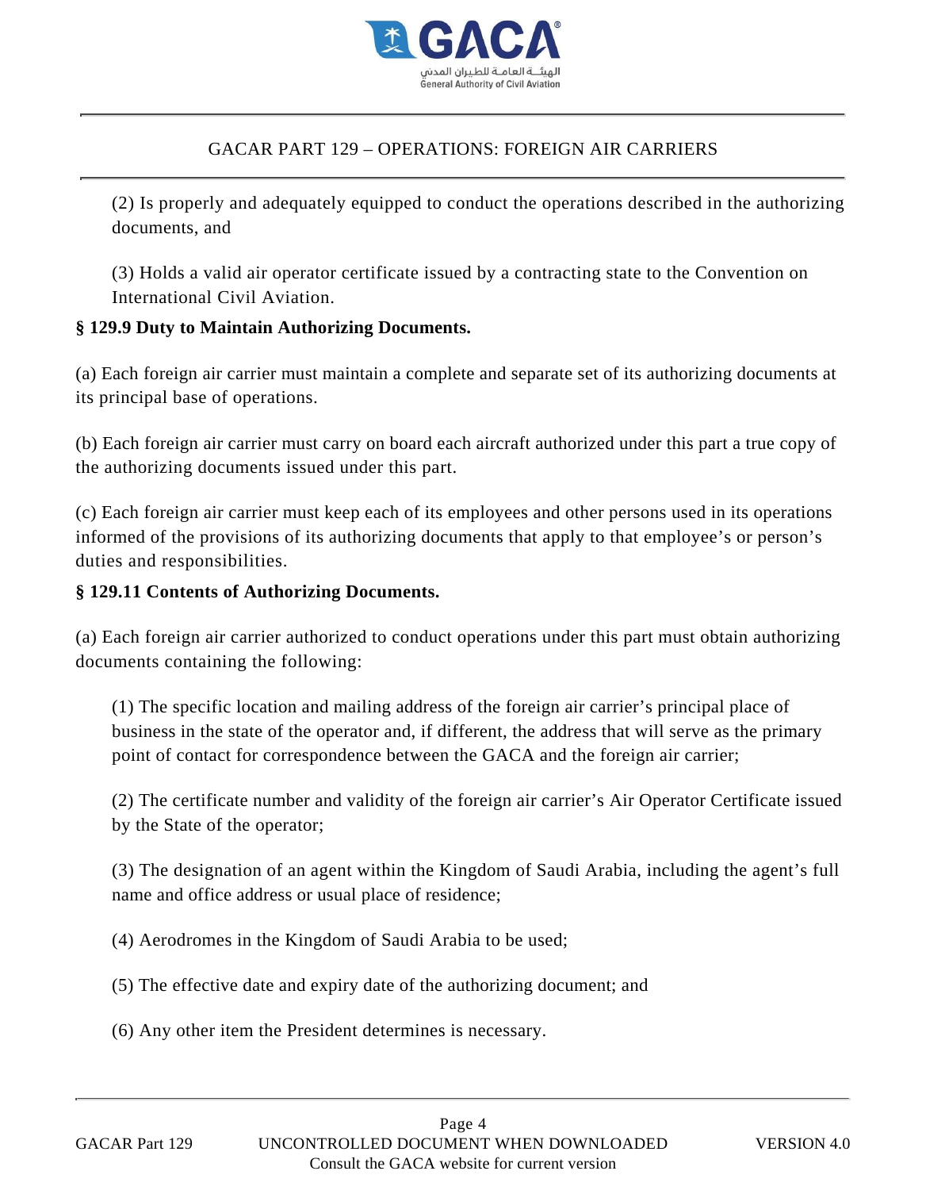(2) Is properly and adequately equipped to conduct the operations described in the authorizing documents, and

(3) Holds a valid air operator certificate issued by a contracting state to the Convention on International Civil Aviation.

**§ 129.9 Duty to Maintain Authorizing Documents.**

(a) Each foreign air carrier must maintain a complete and separate set of its authorizing documents at its principal base of operations.

(b) Each foreign air carrier must carry on board each aircraft authorized under this part a true copy of the authorizing documents issued under this part.

(c) Each foreign air carrier must keep each of its employees and other persons used in its operations informed of the provisions of its authorizing documents that apply to that employee's or person's duties and responsibilities.

**§ 129.11 Contents of Authorizing Documents.**

(a) Each foreign air carrier authorized to conduct operations under this part must obtain authorizing documents containing the following:

(1) The specific location and mailing address of the foreign air carrier's principal place of business in the state of the operator and, if different, the address that will serve as the primary point of contact for correspondence between the GACA and the foreign air carrier;

(2) The certificate number and validity of the foreign air carrier's Air Operator Certificate issued by the State of the operator;

(3) The designation of an agent within the Kingdom of Saudi Arabia, including the agent's full name and office address or usual place of residence;

(4) Aerodromes in the Kingdom of Saudi Arabia to be used;

(5) The effective date and expiry date of the authorizing document; and

(6) Any other item the President determines is necessary.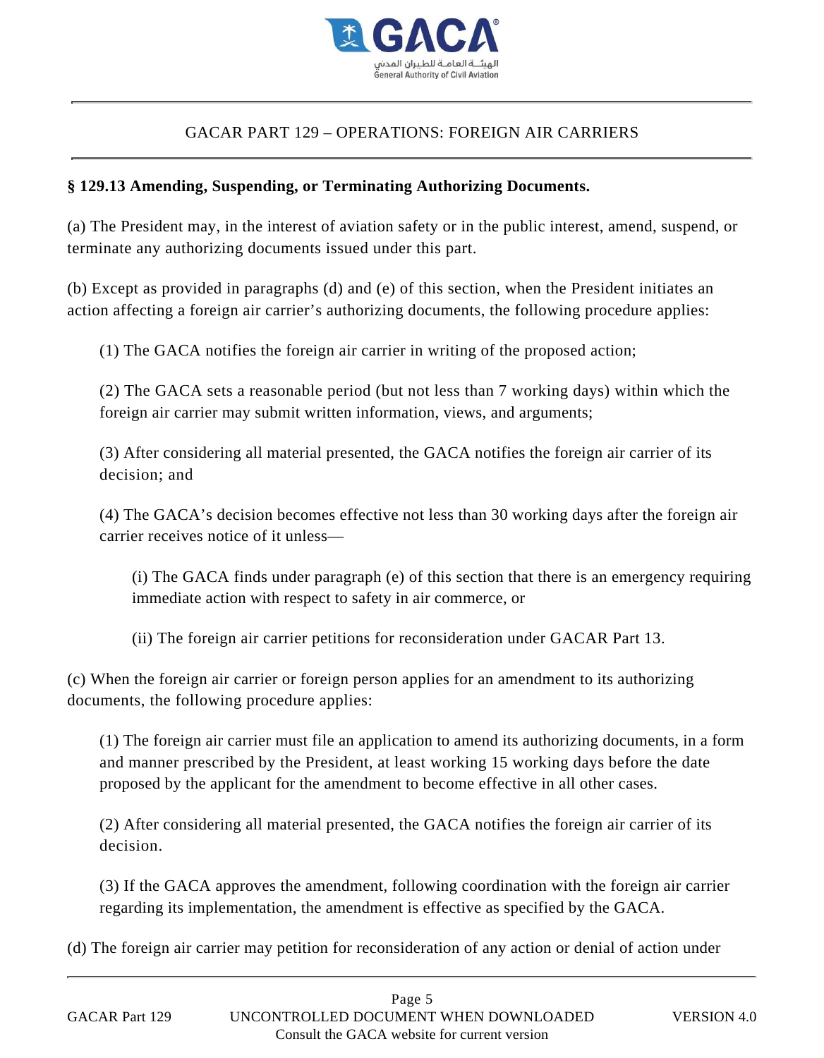### § 129.13 Amending, Suspending, or Terminating Authorizing Documents.

(a) The President may, in the interest of aviation safety or in the public interest, amend, suspend, or terminate any authorizing documents issued under this part.

(b) Except as provided in paragraphs (d) and (e) of this section, when the President initiates an action affecting a foreign air carrier's authorizing documents, the following procedure applies:

(1) The GACA notifies the foreign air carrier in writing of the proposed action;

(2) The GACA sets a reasonable period (but not less than 7 working days) within which the foreign air carrier may submit written information, views, and arguments;

(3) After considering all material presented, the GACA notifies the foreign air carrier of its decision; and

(4) The GACA's decision becomes effective not less than 30 working days after the foreign air carrier receives notice of it unless—

(i) The GACA finds under paragraph (e) of this section that there is an emergency requiring immediate action with respect to safety in air commerce, or

(ii) The foreign air carrier petitions for reconsideration under GACAR Part 13.

(c) When the foreign air carrier or foreign person applies for an amendment to its authorizing documents, the following procedure applies:

(1) The foreign air carrier must file an application to amend its authorizing documents, in a form and manner prescribed by the President, at least working 15 working days before the date proposed by the applicant for the amendment to become effective in all other cases.

(2) After considering all material presented, the GACA notifies the foreign air carrier of its decision.

(3) If the GACA approves the amendment, following coordination with the foreign air carrier regarding its implementation, the amendment is effective as specified by the GACA.

(d) The foreign air carrier may petition for reconsideration of any action or denial of action under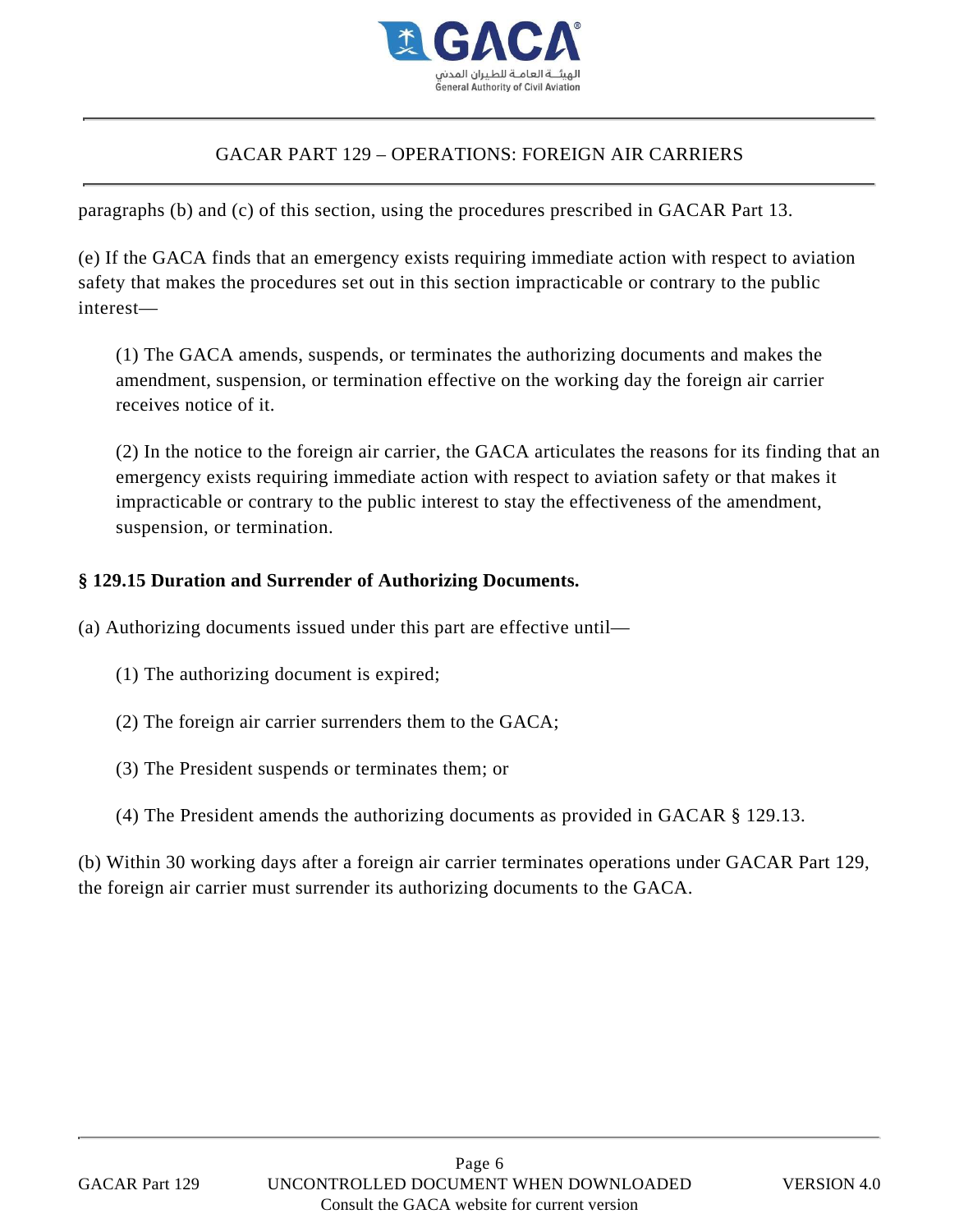paragraphs (b) and (c) of this section, using the procedures prescribed in GACAR Part 13.

(e) If the GACA finds that an emergency exists requiring immediate action with respect to aviation safety that makes the procedures set out in this section impracticable or contrary to the public interest—

(1) The GACA amends, suspends, or terminates the authorizing documents and makes the amendment, suspension, or termination effective on the working day the foreign air carrier receives notice of it.

(2) In the notice to the foreign air carrier, the GACA articulates the reasons for its finding that an emergency exists requiring immediate action with respect to aviation safety or that makes it impracticable or contrary to the public interest to stay the effectiveness of the amendment, suspension, or termination.

**§ 129.15 Duration and Surrender of Authorizing Documents.**

(a) Authorizing documents issued under this part are effective until—

(1) The authorizing document is expired;

(2) The foreign air carrier surrenders them to the GACA;

(3) The President suspends or terminates them; or

(4) The President amends the authorizing documents as provided in GACAR § 129.13.

(b) Within 30 working days after a foreign air carrier terminates operations under GACAR Part 129, the foreign air carrier must surrender its authorizing documents to the GACA.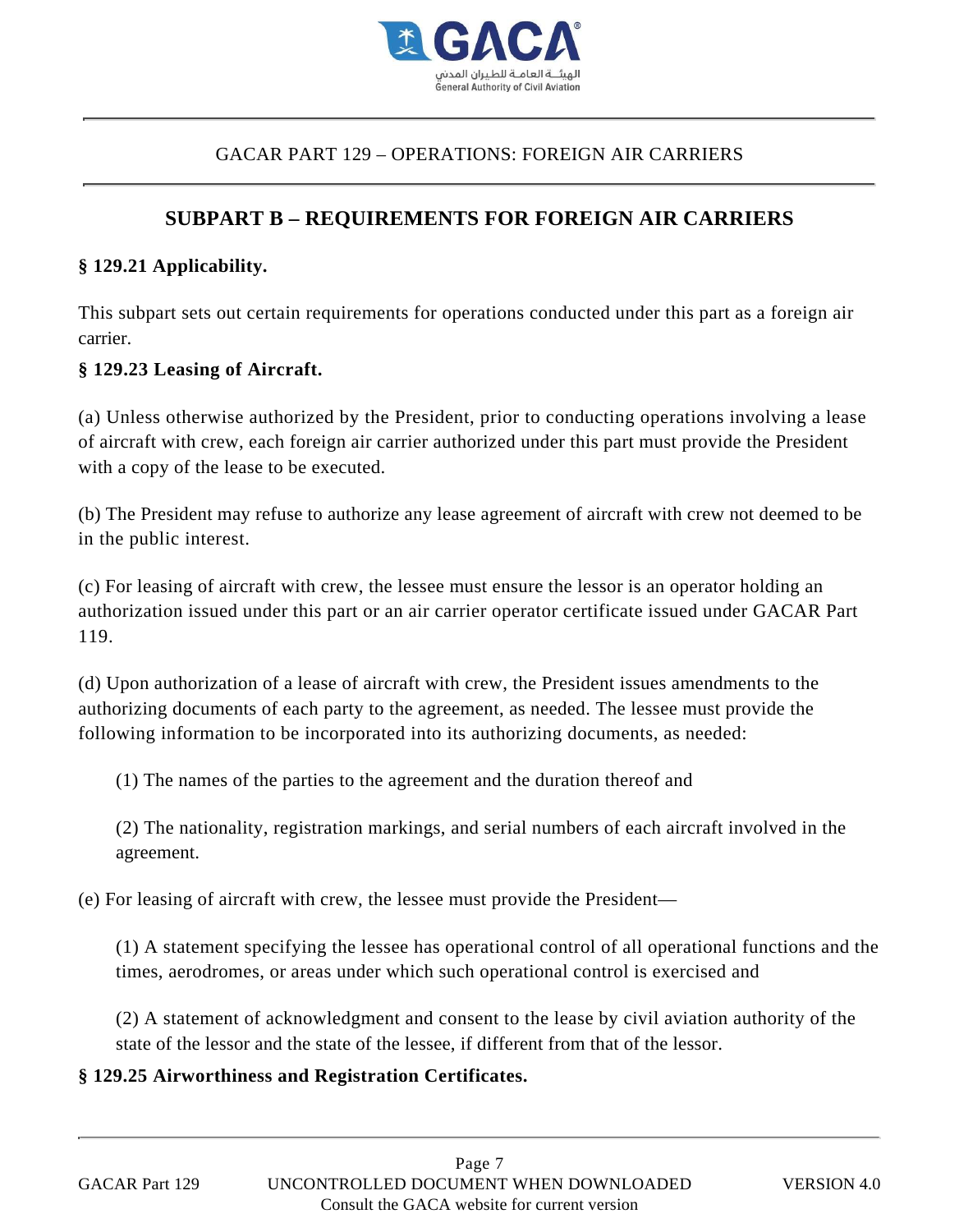## SUBPART B – REQUIREMENTS FOR FOREIGN AIR CARRIERS

### § 129.21 Applicability.

This subpart sets out certain requirements for operations conducted under this part as a foreign air carrier.

### § 129.23 Leasing of Aircraft.

(a) Unless otherwise authorized by the President, prior to conducting operations involving a lease of aircraft with crew, each foreign air carrier authorized under this part must provide the President with a copy of the lease to be executed.

(b) The President may refuse to authorize any lease agreement of aircraft with crew not deemed to be in the public interest.

(c) For leasing of aircraft with crew, the lessee must ensure the lessor is an operator holding an authorization issued under this part or an air carrier operator certificate issued under GACAR Part 119.

(d) Upon authorization of a lease of aircraft with crew, the President issues amendments to the authorizing documents of each party to the agreement, as needed. The lessee must provide the following information to be incorporated into its authorizing documents, as needed:

> (1) The names of the parties to the agreement and the duration thereof and
>
> (2) The nationality, registration markings, and serial numbers of each aircraft involved in the agreement.

(e) For leasing of aircraft with crew, the lessee must provide the President—

> (1) A statement specifying the lessee has operational control of all operational functions and the times, aerodromes, or areas under which such operational control is exercised and
>
> (2) A statement of acknowledgment and consent to the lease by civil aviation authority of the state of the lessor and the state of the lessee, if different from that of the lessor.

### § 129.25 Airworthiness and Registration Certificates.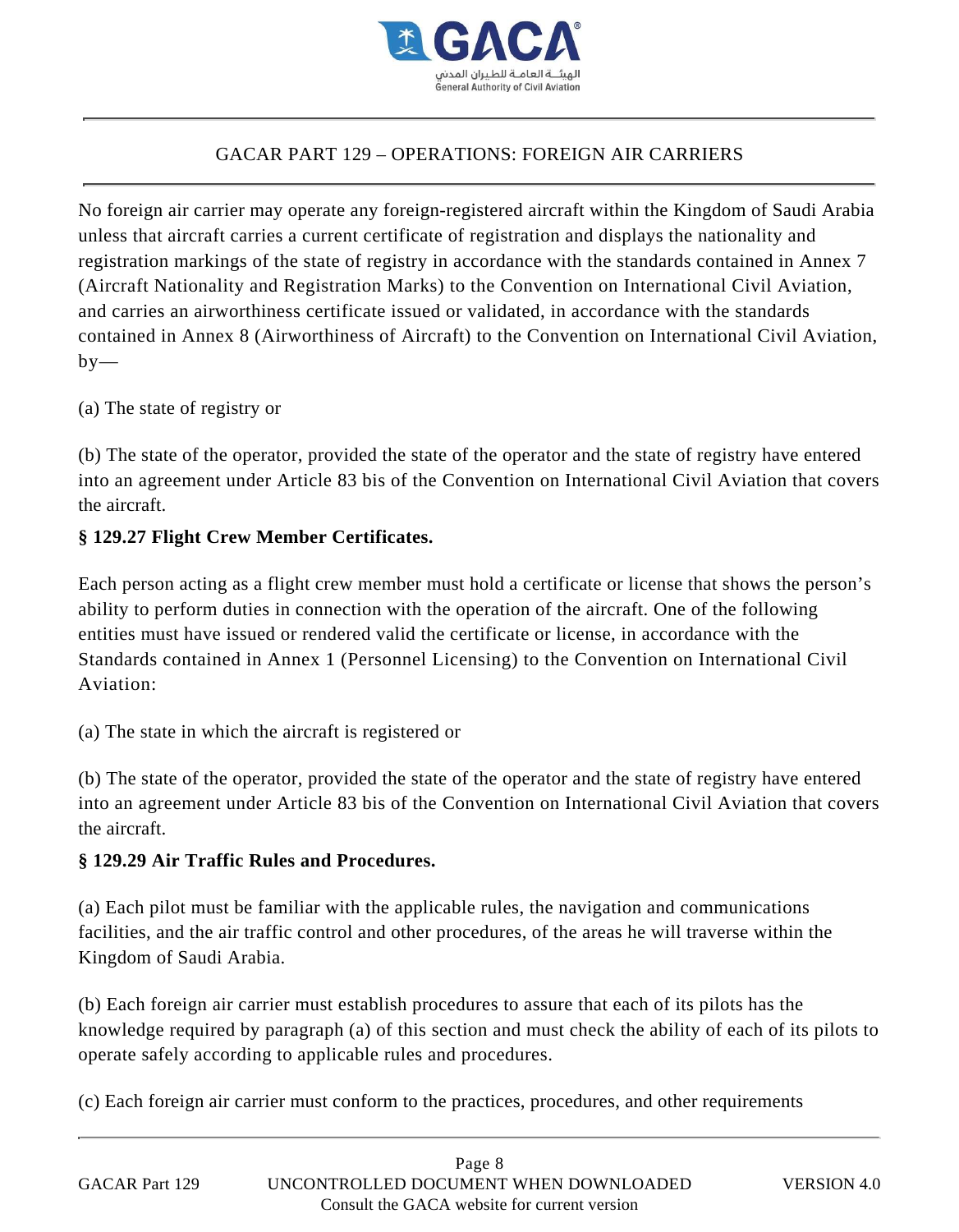No foreign air carrier may operate any foreign-registered aircraft within the Kingdom of Saudi Arabia unless that aircraft carries a current certificate of registration and displays the nationality and registration markings of the state of registry in accordance with the standards contained in Annex 7 (Aircraft Nationality and Registration Marks) to the Convention on International Civil Aviation, and carries an airworthiness certificate issued or validated, in accordance with the standards contained in Annex 8 (Airworthiness of Aircraft) to the Convention on International Civil Aviation, by—

(a) The state of registry or

(b) The state of the operator, provided the state of the operator and the state of registry have entered into an agreement under Article 83 bis of the Convention on International Civil Aviation that covers the aircraft.

**§ 129.27 Flight Crew Member Certificates.**

Each person acting as a flight crew member must hold a certificate or license that shows the person's ability to perform duties in connection with the operation of the aircraft. One of the following entities must have issued or rendered valid the certificate or license, in accordance with the Standards contained in Annex 1 (Personnel Licensing) to the Convention on International Civil Aviation:

(a) The state in which the aircraft is registered or

(b) The state of the operator, provided the state of the operator and the state of registry have entered into an agreement under Article 83 bis of the Convention on International Civil Aviation that covers the aircraft.

**§ 129.29 Air Traffic Rules and Procedures.**

(a) Each pilot must be familiar with the applicable rules, the navigation and communications facilities, and the air traffic control and other procedures, of the areas he will traverse within the Kingdom of Saudi Arabia.

(b) Each foreign air carrier must establish procedures to assure that each of its pilots has the knowledge required by paragraph (a) of this section and must check the ability of each of its pilots to operate safely according to applicable rules and procedures.

(c) Each foreign air carrier must conform to the practices, procedures, and other requirements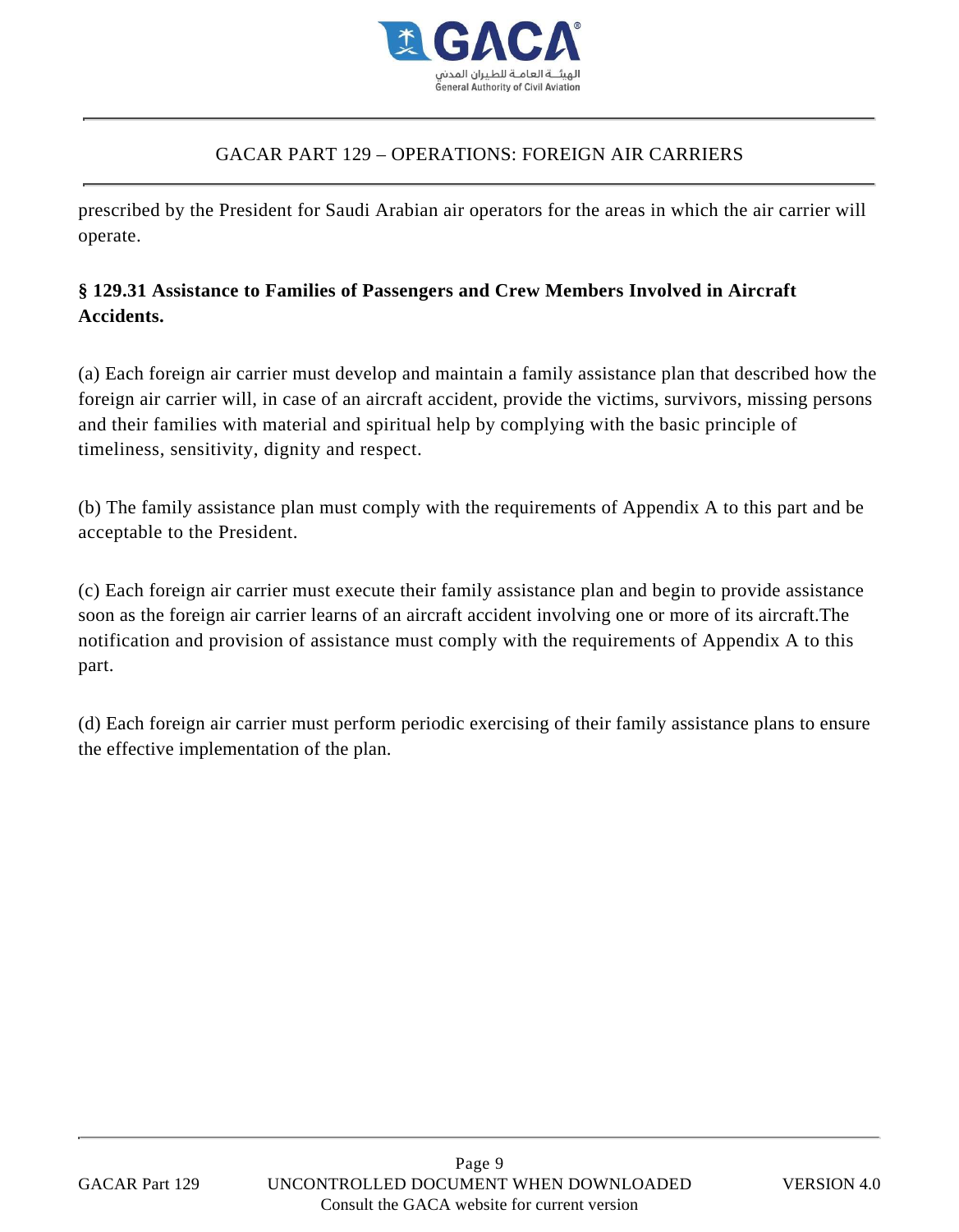prescribed by the President for Saudi Arabian air operators for the areas in which the air carrier will operate.

**§ 129.31 Assistance to Families of Passengers and Crew Members Involved in Aircraft Accidents.**

(a) Each foreign air carrier must develop and maintain a family assistance plan that described how the foreign air carrier will, in case of an aircraft accident, provide the victims, survivors, missing persons and their families with material and spiritual help by complying with the basic principle of timeliness, sensitivity, dignity and respect.

(b) The family assistance plan must comply with the requirements of Appendix A to this part and be acceptable to the President.

(c) Each foreign air carrier must execute their family assistance plan and begin to provide assistance soon as the foreign air carrier learns of an aircraft accident involving one or more of its aircraft.The notification and provision of assistance must comply with the requirements of Appendix A to this part.

(d) Each foreign air carrier must perform periodic exercising of their family assistance plans to ensure the effective implementation of the plan.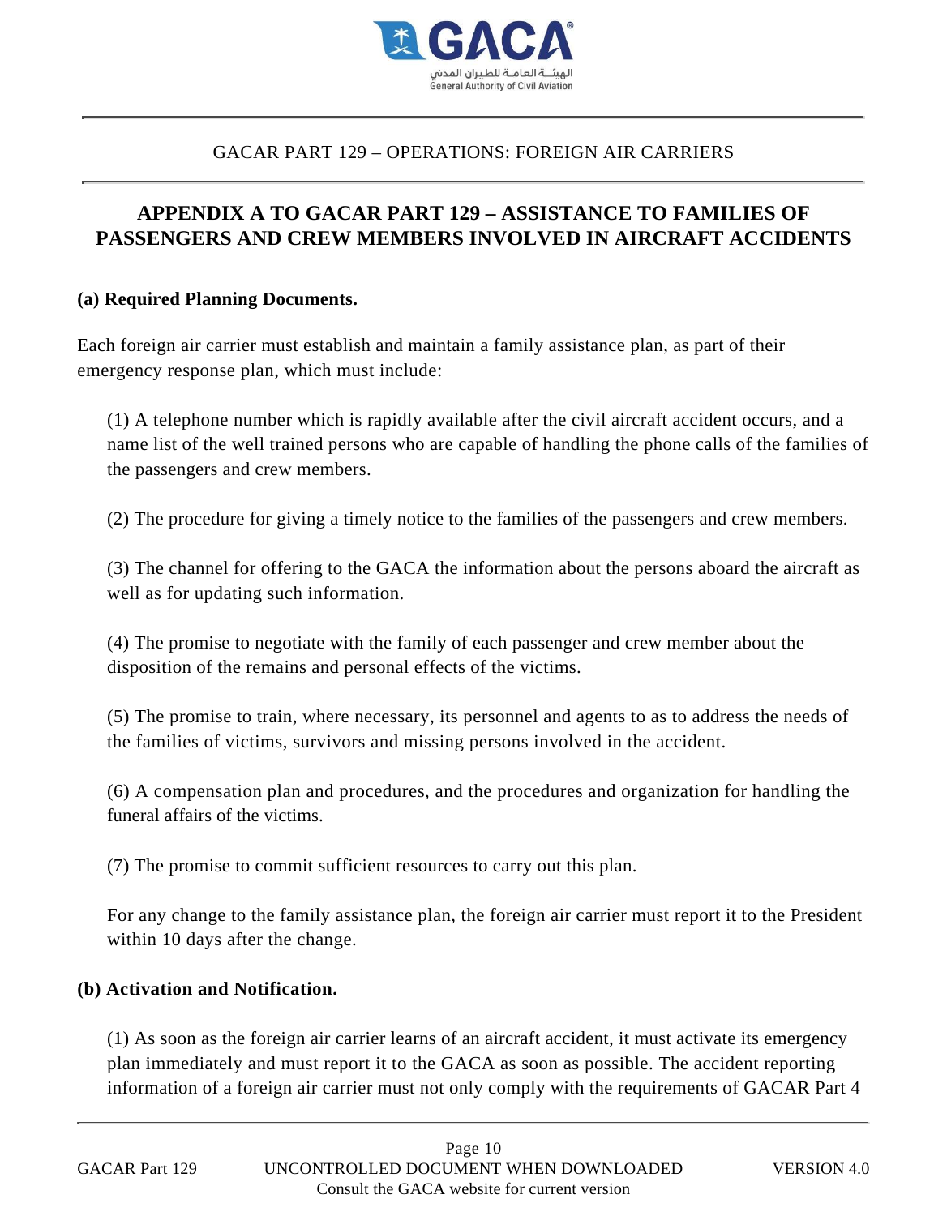## APPENDIX A TO GACAR PART 129 – ASSISTANCE TO FAMILIES OF PASSENGERS AND CREW MEMBERS INVOLVED IN AIRCRAFT ACCIDENTS

**(a) Required Planning Documents.**

Each foreign air carrier must establish and maintain a family assistance plan, as part of their emergency response plan, which must include:

(1) A telephone number which is rapidly available after the civil aircraft accident occurs, and a name list of the well trained persons who are capable of handling the phone calls of the families of the passengers and crew members.

(2) The procedure for giving a timely notice to the families of the passengers and crew members.

(3) The channel for offering to the GACA the information about the persons aboard the aircraft as well as for updating such information.

(4) The promise to negotiate with the family of each passenger and crew member about the disposition of the remains and personal effects of the victims.

(5) The promise to train, where necessary, its personnel and agents to as to address the needs of the families of victims, survivors and missing persons involved in the accident.

(6) A compensation plan and procedures, and the procedures and organization for handling the funeral affairs of the victims.

(7) The promise to commit sufficient resources to carry out this plan.

For any change to the family assistance plan, the foreign air carrier must report it to the President within 10 days after the change.

**(b) Activation and Notification.**

(1) As soon as the foreign air carrier learns of an aircraft accident, it must activate its emergency plan immediately and must report it to the GACA as soon as possible. The accident reporting information of a foreign air carrier must not only comply with the requirements of GACAR Part 4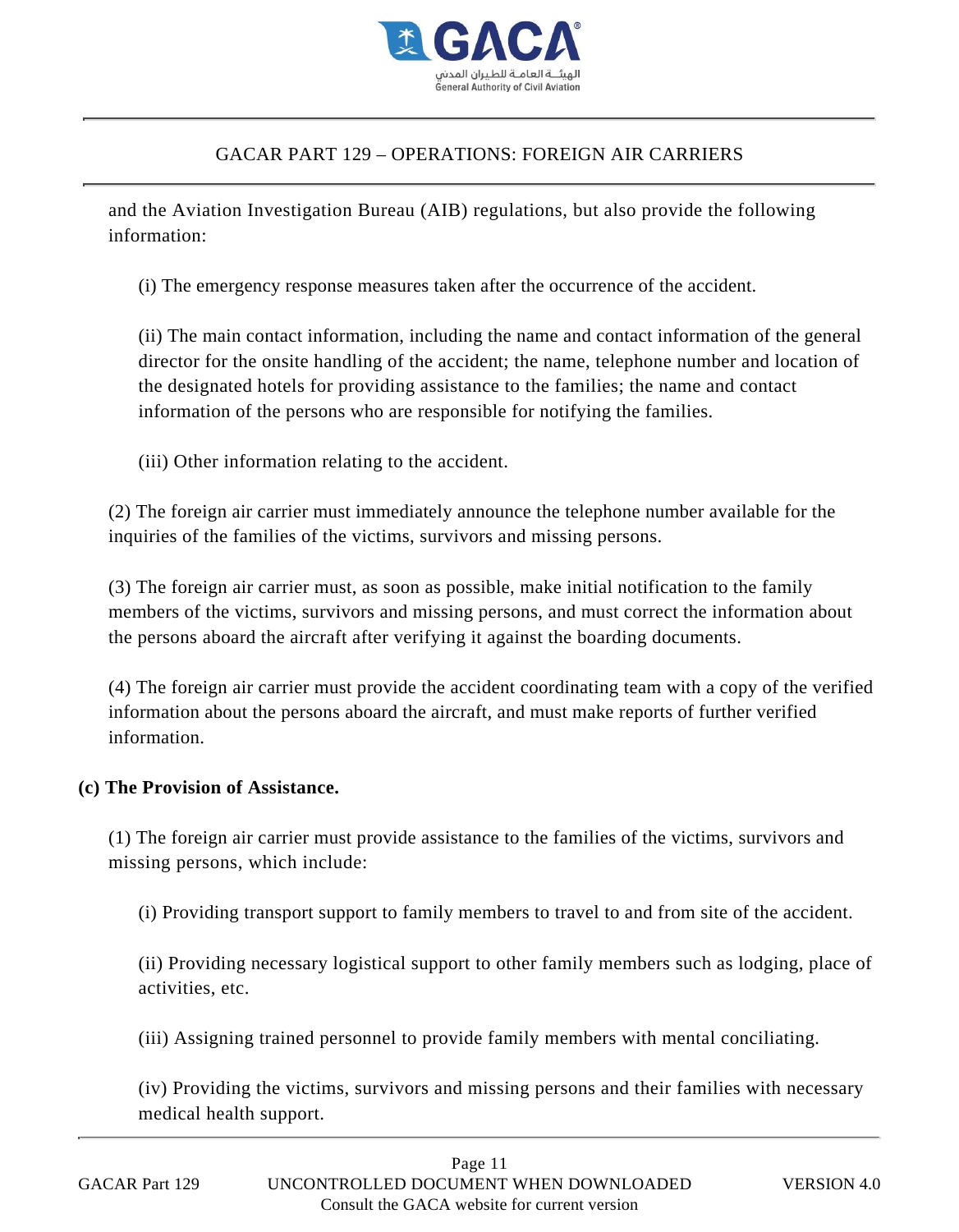and the Aviation Investigation Bureau (AIB) regulations, but also provide the following information:

(i) The emergency response measures taken after the occurrence of the accident.

(ii) The main contact information, including the name and contact information of the general director for the onsite handling of the accident; the name, telephone number and location of the designated hotels for providing assistance to the families; the name and contact information of the persons who are responsible for notifying the families.

(iii) Other information relating to the accident.

(2) The foreign air carrier must immediately announce the telephone number available for the inquiries of the families of the victims, survivors and missing persons.

(3) The foreign air carrier must, as soon as possible, make initial notification to the family members of the victims, survivors and missing persons, and must correct the information about the persons aboard the aircraft after verifying it against the boarding documents.

(4) The foreign air carrier must provide the accident coordinating team with a copy of the verified information about the persons aboard the aircraft, and must make reports of further verified information.

**(c) The Provision of Assistance.**

(1) The foreign air carrier must provide assistance to the families of the victims, survivors and missing persons, which include:

(i) Providing transport support to family members to travel to and from site of the accident.

(ii) Providing necessary logistical support to other family members such as lodging, place of activities, etc.

(iii) Assigning trained personnel to provide family members with mental conciliating.

(iv) Providing the victims, survivors and missing persons and their families with necessary medical health support.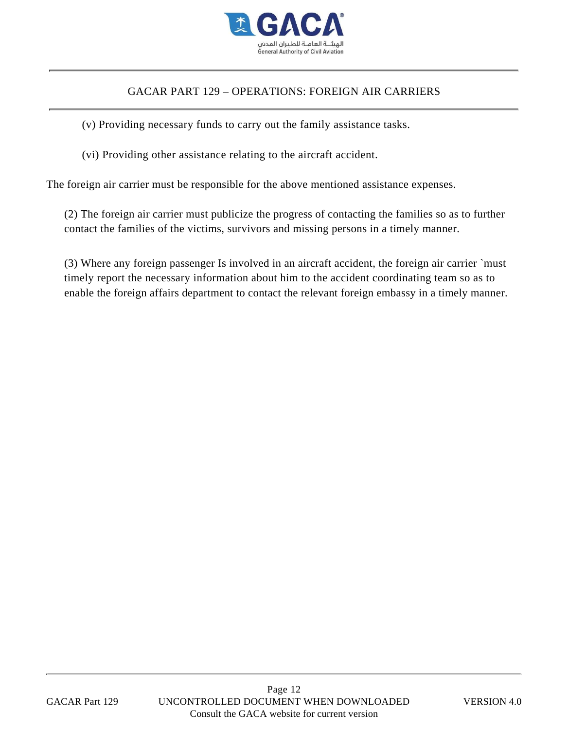(v) Providing necessary funds to carry out the family assistance tasks.

(vi) Providing other assistance relating to the aircraft accident.

The foreign air carrier must be responsible for the above mentioned assistance expenses.

(2) The foreign air carrier must publicize the progress of contacting the families so as to further contact the families of the victims, survivors and missing persons in a timely manner.

(3) Where any foreign passenger Is involved in an aircraft accident, the foreign air carrier `must timely report the necessary information about him to the accident coordinating team so as to enable the foreign affairs department to contact the relevant foreign embassy in a timely manner.